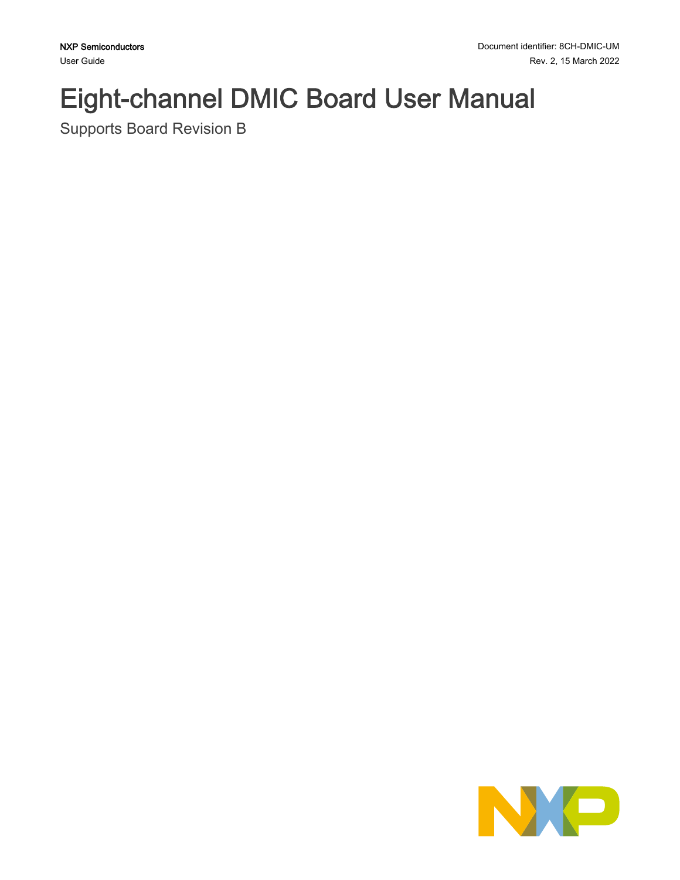NXP Semiconductors
User Guide

Document identifier: 8CH-DMIC-UM
Rev. 2, 15 March 2022

# Eight-channel DMIC Board User Manual

Supports Board Revision B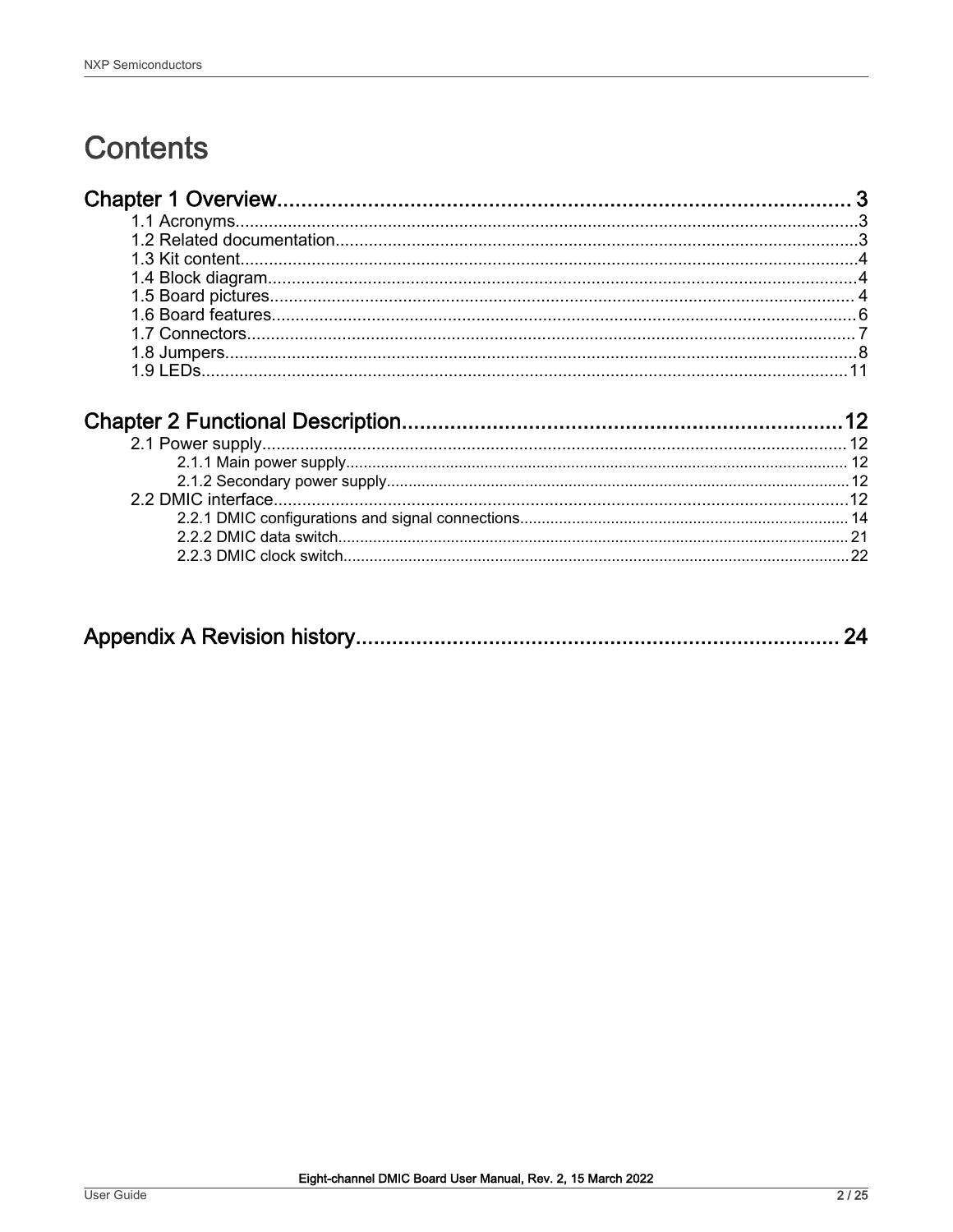# Contents

**Chapter 1 Overview....................................................................................... 3**

- 1.1 Acronyms.......................................................................................................3
- 1.2 Related documentation..................................................................................3
- 1.3 Kit content.....................................................................................................4
- 1.4 Block diagram................................................................................................4
- 1.5 Board pictures................................................................................................4
- 1.6 Board features................................................................................................6
- 1.7 Connectors.....................................................................................................7
- 1.8 Jumpers.........................................................................................................8
- 1.9 LEDs............................................................................................................11

**Chapter 2 Functional Description..................................................................12**

- 2.1 Power supply................................................................................................12
  - 2.1.1 Main power supply....................................................................................12
  - 2.1.2 Secondary power supply...........................................................................12
- 2.2 DMIC interface.............................................................................................12
  - 2.2.1 DMIC configurations and signal connections............................................14
  - 2.2.2 DMIC data switch......................................................................................21
  - 2.2.3 DMIC clock switch.....................................................................................22

**Appendix A Revision history.........................................................................24**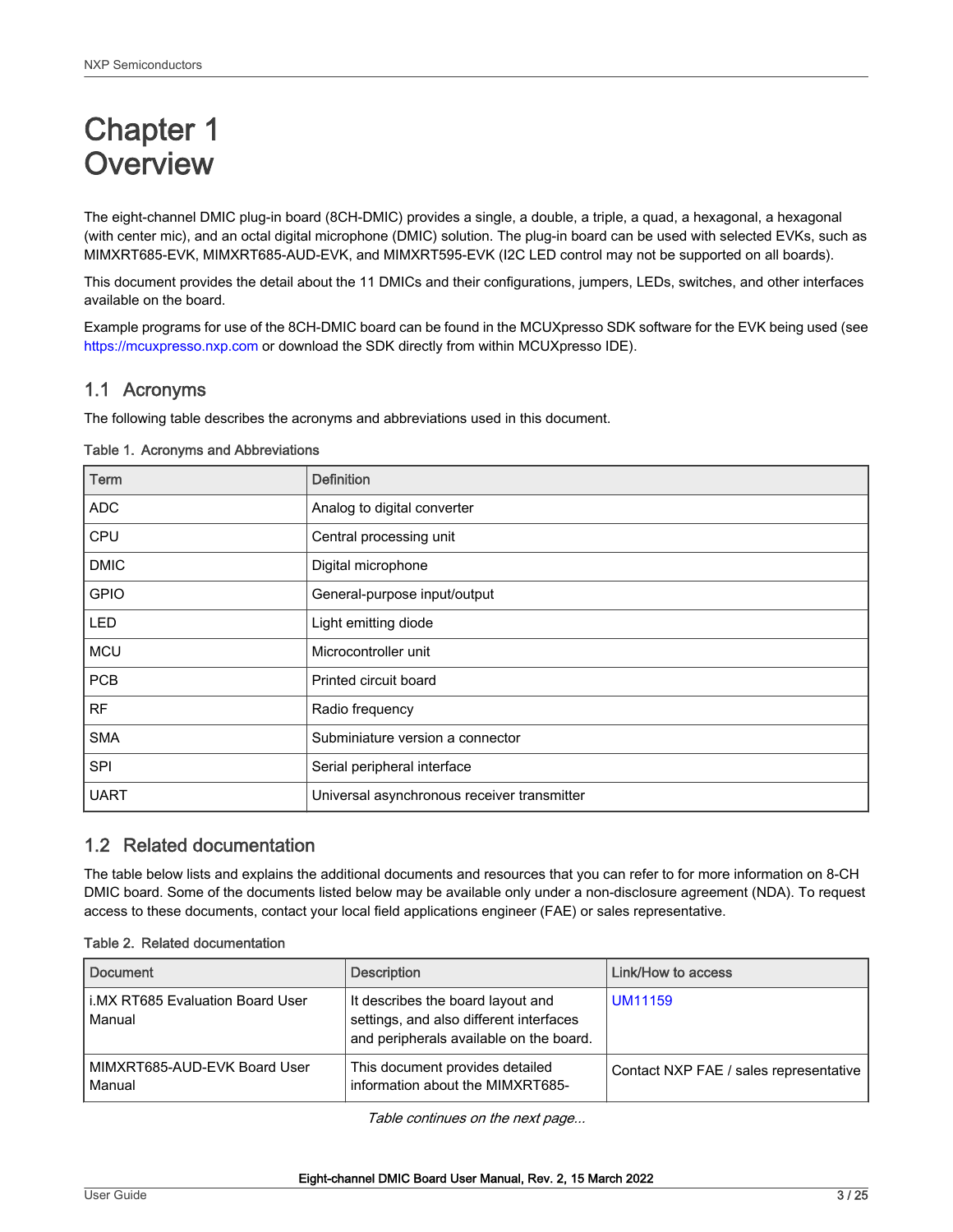# Chapter 1
# Overview

The eight-channel DMIC plug-in board (8CH-DMIC) provides a single, a double, a triple, a quad, a hexagonal, a hexagonal (with center mic), and an octal digital microphone (DMIC) solution. The plug-in board can be used with selected EVKs, such as MIMXRT685-EVK, MIMXRT685-AUD-EVK, and MIMXRT595-EVK (I2C LED control may not be supported on all boards).

This document provides the detail about the 11 DMICs and their configurations, jumpers, LEDs, switches, and other interfaces available on the board.

Example programs for use of the 8CH-DMIC board can be found in the MCUXpresso SDK software for the EVK being used (see https://mcuxpresso.nxp.com or download the SDK directly from within MCUXpresso IDE).

## 1.1 Acronyms

The following table describes the acronyms and abbreviations used in this document.

Table 1. Acronyms and Abbreviations

| Term | Definition |
|---|---|
| ADC | Analog to digital converter |
| CPU | Central processing unit |
| DMIC | Digital microphone |
| GPIO | General-purpose input/output |
| LED | Light emitting diode |
| MCU | Microcontroller unit |
| PCB | Printed circuit board |
| RF | Radio frequency |
| SMA | Subminiature version a connector |
| SPI | Serial peripheral interface |
| UART | Universal asynchronous receiver transmitter |

## 1.2 Related documentation

The table below lists and explains the additional documents and resources that you can refer to for more information on 8-CH DMIC board. Some of the documents listed below may be available only under a non-disclosure agreement (NDA). To request access to these documents, contact your local field applications engineer (FAE) or sales representative.

Table 2. Related documentation

| Document | Description | Link/How to access |
|---|---|---|
| i.MX RT685 Evaluation Board User Manual | It describes the board layout and settings, and also different interfaces and peripherals available on the board. | UM11159 |
| MIMXRT685-AUD-EVK Board User Manual | This document provides detailed information about the MIMXRT685- | Contact NXP FAE / sales representative |

*Table continues on the next page...*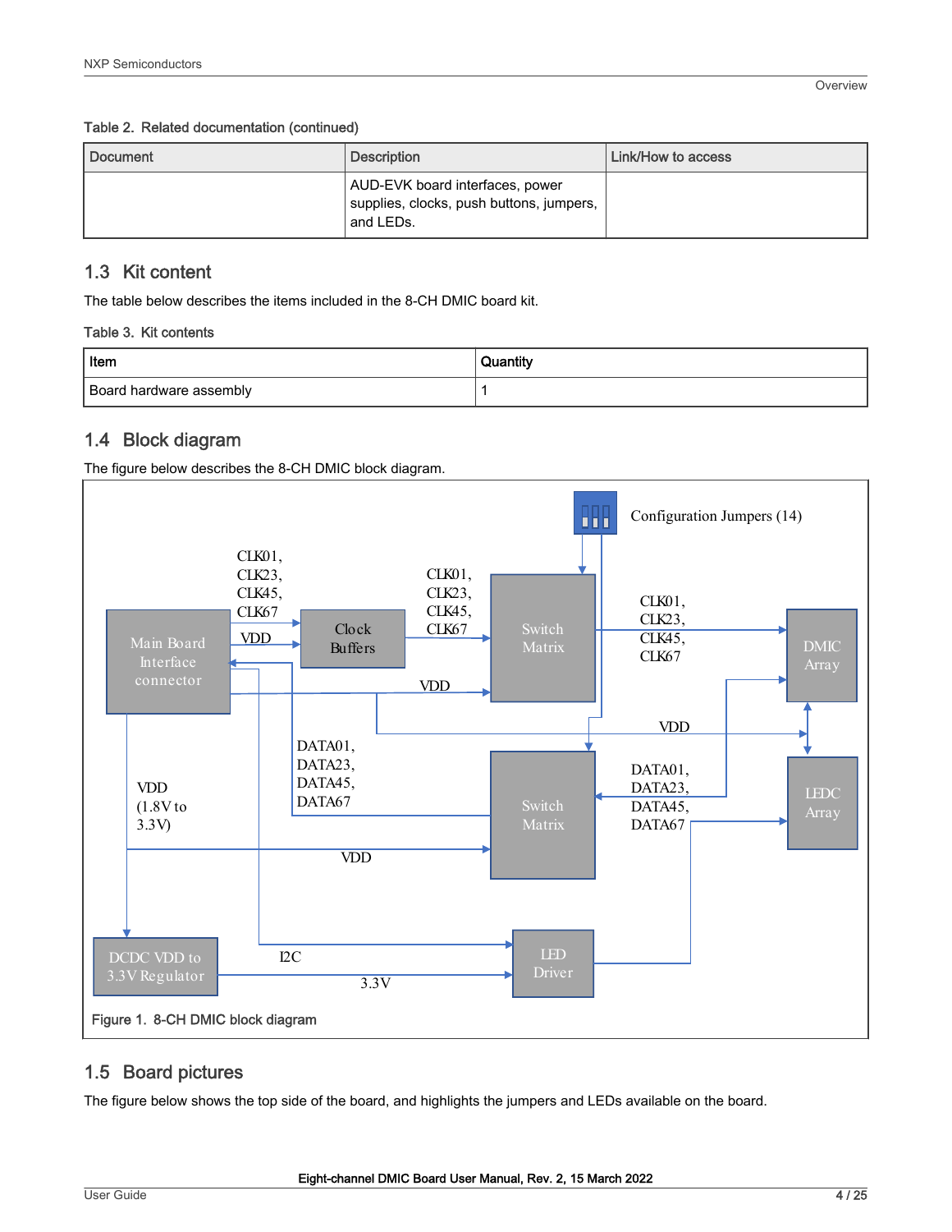Table 2. Related documentation (continued)

| Document | Description | Link/How to access |
|---|---|---|
| | AUD-EVK board interfaces, power supplies, clocks, push buttons, jumpers, and LEDs. | |

## 1.3 Kit content

The table below describes the items included in the 8-CH DMIC board kit.

Table 3. Kit contents

| Item | Quantity |
|---|---|
| Board hardware assembly | 1 |

## 1.4 Block diagram

The figure below describes the 8-CH DMIC block diagram.

Figure 1. 8-CH DMIC block diagram

## 1.5 Board pictures

The figure below shows the top side of the board, and highlights the jumpers and LEDs available on the board.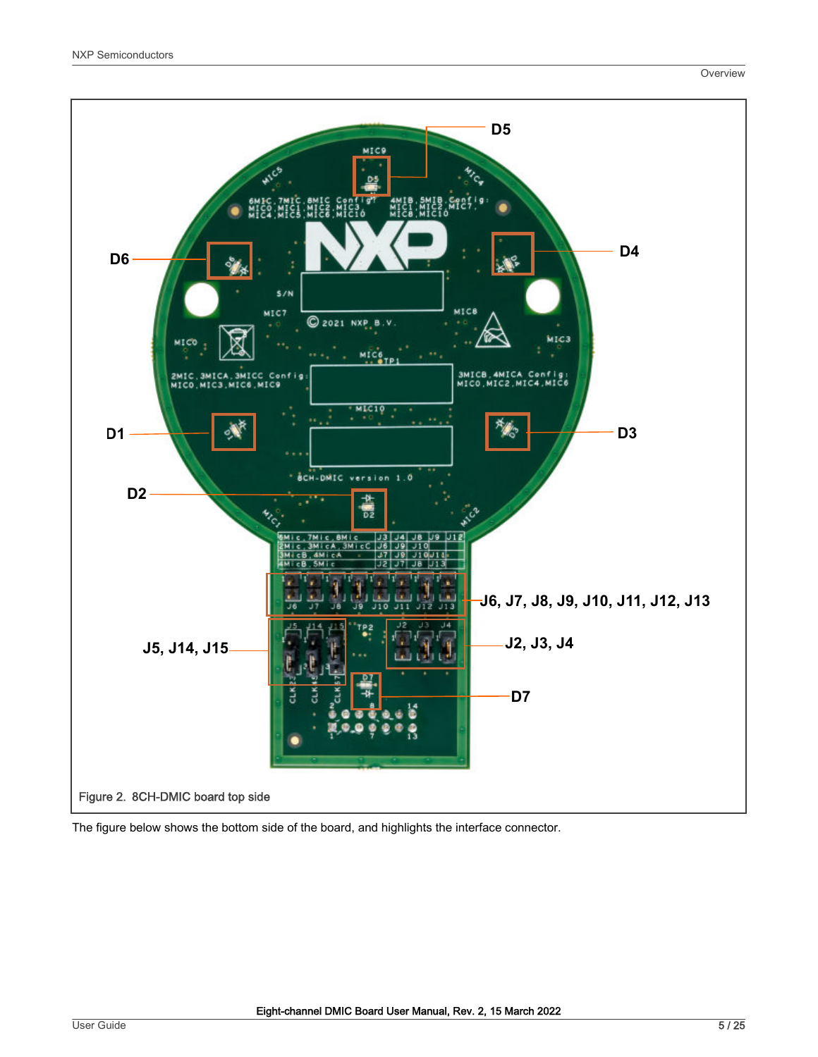Figure 2. 8CH-DMIC board top side

The figure below shows the bottom side of the board, and highlights the interface connector.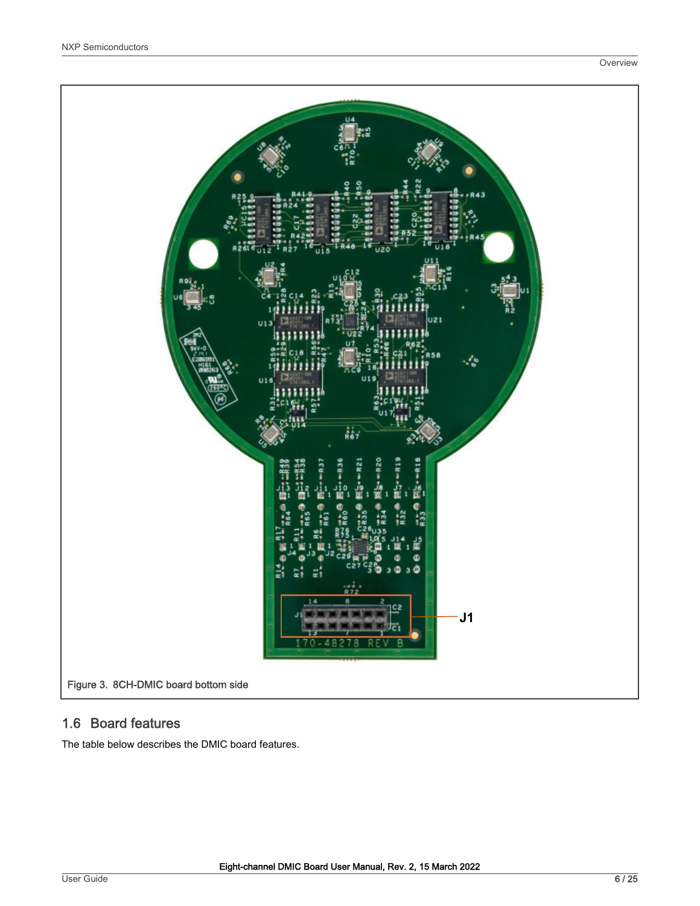Figure 3. 8CH-DMIC board bottom side

## 1.6 Board features

The table below describes the DMIC board features.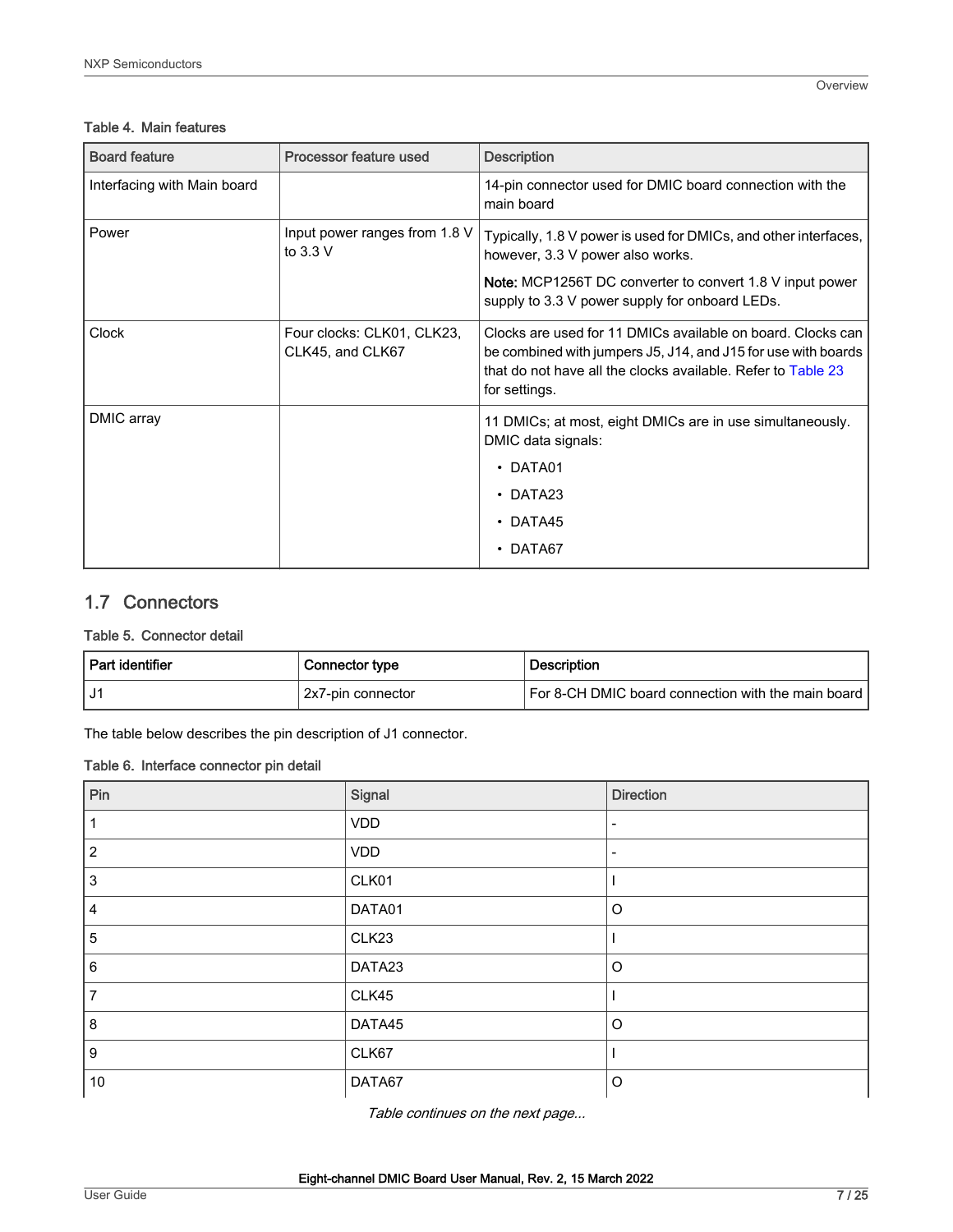Table 4. Main features

| Board feature | Processor feature used | Description |
| --- | --- | --- |
| Interfacing with Main board | | 14-pin connector used for DMIC board connection with the main board |
| Power | Input power ranges from 1.8 V to 3.3 V | Typically, 1.8 V power is used for DMICs, and other interfaces, however, 3.3 V power also works.<br><br>**Note:** MCP1256T DC converter to convert 1.8 V input power supply to 3.3 V power supply for onboard LEDs. |
| Clock | Four clocks: CLK01, CLK23, CLK45, and CLK67 | Clocks are used for 11 DMICs available on board. Clocks can be combined with jumpers J5, J14, and J15 for use with boards that do not have all the clocks available. Refer to Table 23 for settings. |
| DMIC array | | 11 DMICs; at most, eight DMICs are in use simultaneously. DMIC data signals:<br>• DATA01<br>• DATA23<br>• DATA45<br>• DATA67 |

## 1.7 Connectors

Table 5. Connector detail

| Part identifier | Connector type | Description |
| --- | --- | --- |
| J1 | 2x7-pin connector | For 8-CH DMIC board connection with the main board |

The table below describes the pin description of J1 connector.

Table 6. Interface connector pin detail

| Pin | Signal | Direction |
| --- | --- | --- |
| 1 | VDD | - |
| 2 | VDD | - |
| 3 | CLK01 | I |
| 4 | DATA01 | O |
| 5 | CLK23 | I |
| 6 | DATA23 | O |
| 7 | CLK45 | I |
| 8 | DATA45 | O |
| 9 | CLK67 | I |
| 10 | DATA67 | O |

*Table continues on the next page...*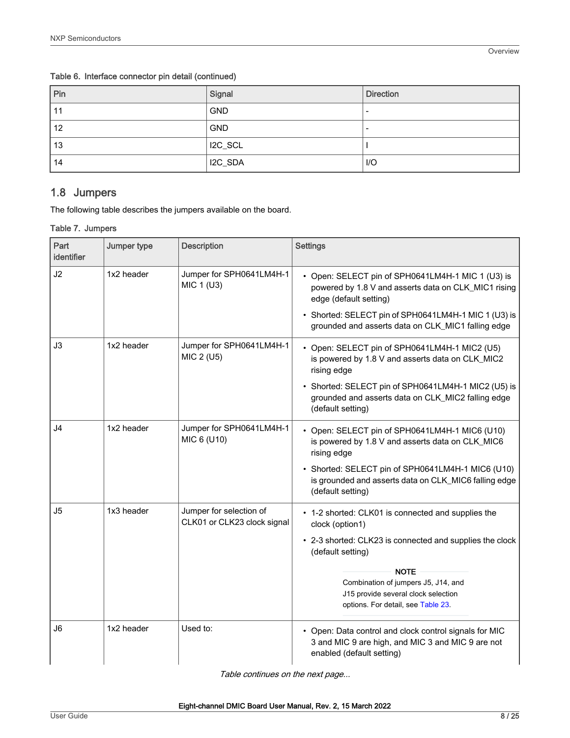Table 6. Interface connector pin detail (continued)

| Pin | Signal | Direction |
|---|---|---|
| 11 | GND | - |
| 12 | GND | - |
| 13 | I2C_SCL | I |
| 14 | I2C_SDA | I/O |

## 1.8 Jumpers

The following table describes the jumpers available on the board.

Table 7. Jumpers

| Part identifier | Jumper type | Description | Settings |
|---|---|---|---|
| J2 | 1x2 header | Jumper for SPH0641LM4H-1 MIC 1 (U3) | • Open: SELECT pin of SPH0641LM4H-1 MIC 1 (U3) is powered by 1.8 V and asserts data on CLK_MIC1 rising edge (default setting)<br>• Shorted: SELECT pin of SPH0641LM4H-1 MIC 1 (U3) is grounded and asserts data on CLK_MIC1 falling edge |
| J3 | 1x2 header | Jumper for SPH0641LM4H-1 MIC 2 (U5) | • Open: SELECT pin of SPH0641LM4H-1 MIC2 (U5) is powered by 1.8 V and asserts data on CLK_MIC2 rising edge<br>• Shorted: SELECT pin of SPH0641LM4H-1 MIC2 (U5) is grounded and asserts data on CLK_MIC2 falling edge (default setting) |
| J4 | 1x2 header | Jumper for SPH0641LM4H-1 MIC 6 (U10) | • Open: SELECT pin of SPH0641LM4H-1 MIC6 (U10) is powered by 1.8 V and asserts data on CLK_MIC6 rising edge<br>• Shorted: SELECT pin of SPH0641LM4H-1 MIC6 (U10) is grounded and asserts data on CLK_MIC6 falling edge (default setting) |
| J5 | 1x3 header | Jumper for selection of CLK01 or CLK23 clock signal | • 1-2 shorted: CLK01 is connected and supplies the clock (option1)<br>• 2-3 shorted: CLK23 is connected and supplies the clock (default setting)<br><br>**NOTE**<br>Combination of jumpers J5, J14, and J15 provide several clock selection options. For detail, see Table 23. |
| J6 | 1x2 header | Used to: | • Open: Data control and clock control signals for MIC 3 and MIC 9 are high, and MIC 3 and MIC 9 are not enabled (default setting) |

*Table continues on the next page...*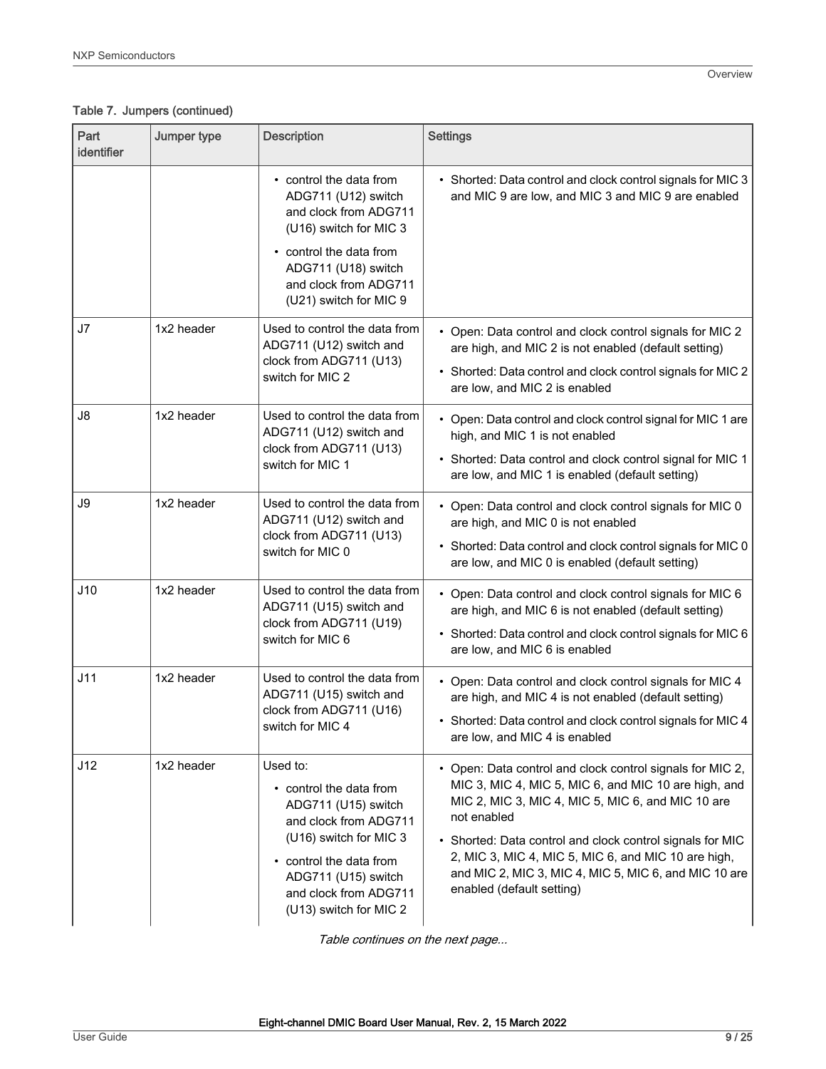**Table 7. Jumpers (continued)**

| Part identifier | Jumper type | Description | Settings |
|---|---|---|---|
| | | • control the data from ADG711 (U12) switch and clock from ADG711 (U16) switch for MIC 3<br>• control the data from ADG711 (U18) switch and clock from ADG711 (U21) switch for MIC 9 | • Shorted: Data control and clock control signals for MIC 3 and MIC 9 are low, and MIC 3 and MIC 9 are enabled |
| J7 | 1x2 header | Used to control the data from ADG711 (U12) switch and clock from ADG711 (U13) switch for MIC 2 | • Open: Data control and clock control signals for MIC 2 are high, and MIC 2 is not enabled (default setting)<br>• Shorted: Data control and clock control signals for MIC 2 are low, and MIC 2 is enabled |
| J8 | 1x2 header | Used to control the data from ADG711 (U12) switch and clock from ADG711 (U13) switch for MIC 1 | • Open: Data control and clock control signal for MIC 1 are high, and MIC 1 is not enabled<br>• Shorted: Data control and clock control signal for MIC 1 are low, and MIC 1 is enabled (default setting) |
| J9 | 1x2 header | Used to control the data from ADG711 (U12) switch and clock from ADG711 (U13) switch for MIC 0 | • Open: Data control and clock control signals for MIC 0 are high, and MIC 0 is not enabled<br>• Shorted: Data control and clock control signals for MIC 0 are low, and MIC 0 is enabled (default setting) |
| J10 | 1x2 header | Used to control the data from ADG711 (U15) switch and clock from ADG711 (U19) switch for MIC 6 | • Open: Data control and clock control signals for MIC 6 are high, and MIC 6 is not enabled (default setting)<br>• Shorted: Data control and clock control signals for MIC 6 are low, and MIC 6 is enabled |
| J11 | 1x2 header | Used to control the data from ADG711 (U15) switch and clock from ADG711 (U16) switch for MIC 4 | • Open: Data control and clock control signals for MIC 4 are high, and MIC 4 is not enabled (default setting)<br>• Shorted: Data control and clock control signals for MIC 4 are low, and MIC 4 is enabled |
| J12 | 1x2 header | Used to:<br>• control the data from ADG711 (U15) switch and clock from ADG711 (U16) switch for MIC 3<br>• control the data from ADG711 (U15) switch and clock from ADG711 (U13) switch for MIC 2 | • Open: Data control and clock control signals for MIC 2, MIC 3, MIC 4, MIC 5, MIC 6, and MIC 10 are high, and MIC 2, MIC 3, MIC 4, MIC 5, MIC 6, and MIC 10 are not enabled<br>• Shorted: Data control and clock control signals for MIC 2, MIC 3, MIC 4, MIC 5, MIC 6, and MIC 10 are high, and MIC 2, MIC 3, MIC 4, MIC 5, MIC 6, and MIC 10 are enabled (default setting) |

*Table continues on the next page...*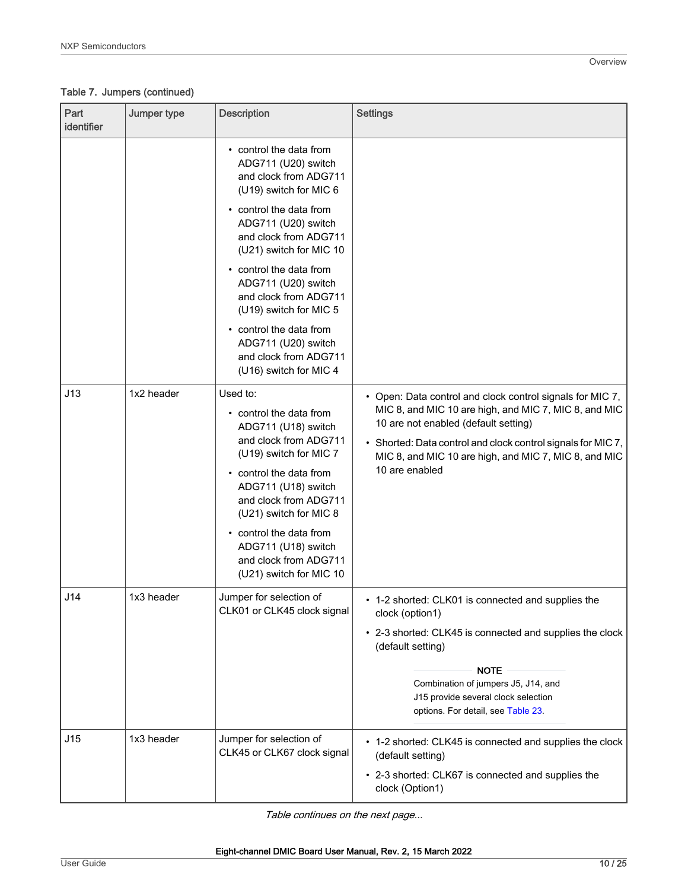Table 7. Jumpers (continued)

| Part identifier | Jumper type | Description | Settings |
|---|---|---|---|
| | | • control the data from ADG711 (U20) switch and clock from ADG711 (U19) switch for MIC 6<br>• control the data from ADG711 (U20) switch and clock from ADG711 (U21) switch for MIC 10<br>• control the data from ADG711 (U20) switch and clock from ADG711 (U19) switch for MIC 5<br>• control the data from ADG711 (U20) switch and clock from ADG711 (U16) switch for MIC 4 | |
| J13 | 1x2 header | Used to:<br>• control the data from ADG711 (U18) switch and clock from ADG711 (U19) switch for MIC 7<br>• control the data from ADG711 (U18) switch and clock from ADG711 (U21) switch for MIC 8<br>• control the data from ADG711 (U18) switch and clock from ADG711 (U21) switch for MIC 10 | • Open: Data control and clock control signals for MIC 7, MIC 8, and MIC 10 are high, and MIC 7, MIC 8, and MIC 10 are not enabled (default setting)<br>• Shorted: Data control and clock control signals for MIC 7, MIC 8, and MIC 10 are high, and MIC 7, MIC 8, and MIC 10 are enabled |
| J14 | 1x3 header | Jumper for selection of CLK01 or CLK45 clock signal | • 1-2 shorted: CLK01 is connected and supplies the clock (option1)<br>• 2-3 shorted: CLK45 is connected and supplies the clock (default setting)<br><br>**NOTE**<br>Combination of jumpers J5, J14, and J15 provide several clock selection options. For detail, see Table 23. |
| J15 | 1x3 header | Jumper for selection of CLK45 or CLK67 clock signal | • 1-2 shorted: CLK45 is connected and supplies the clock (default setting)<br>• 2-3 shorted: CLK67 is connected and supplies the clock (Option1) |

*Table continues on the next page...*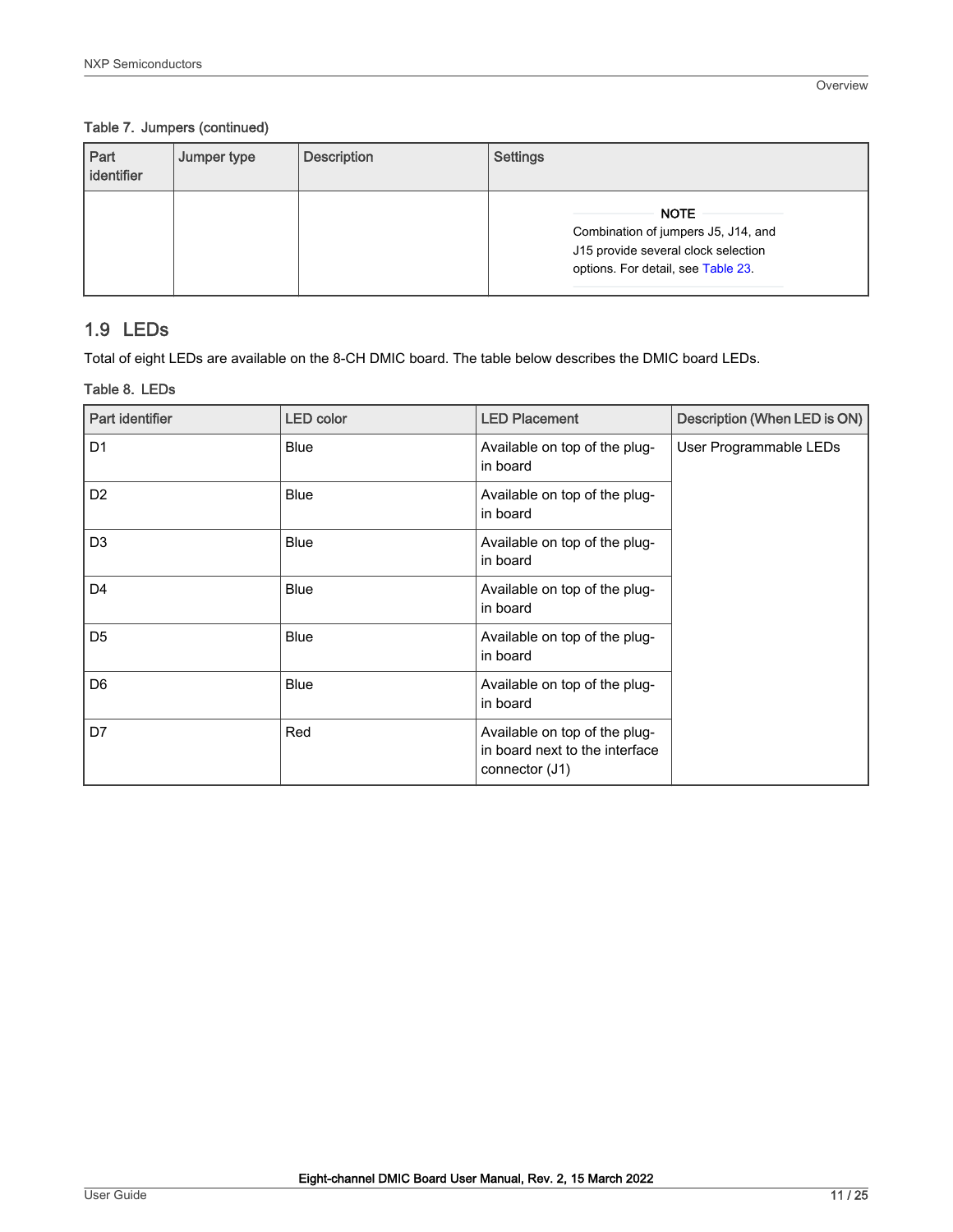Table 7. Jumpers (continued)

| Part identifier | Jumper type | Description | Settings |
| --- | --- | --- | --- |
| | | | **NOTE** Combination of jumpers J5, J14, and J15 provide several clock selection options. For detail, see Table 23. |

## 1.9 LEDs

Total of eight LEDs are available on the 8-CH DMIC board. The table below describes the DMIC board LEDs.

Table 8. LEDs

| Part identifier | LED color | LED Placement | Description (When LED is ON) |
| --- | --- | --- | --- |
| D1 | Blue | Available on top of the plug-in board | User Programmable LEDs |
| D2 | Blue | Available on top of the plug-in board | |
| D3 | Blue | Available on top of the plug-in board | |
| D4 | Blue | Available on top of the plug-in board | |
| D5 | Blue | Available on top of the plug-in board | |
| D6 | Blue | Available on top of the plug-in board | |
| D7 | Red | Available on top of the plug-in board next to the interface connector (J1) | |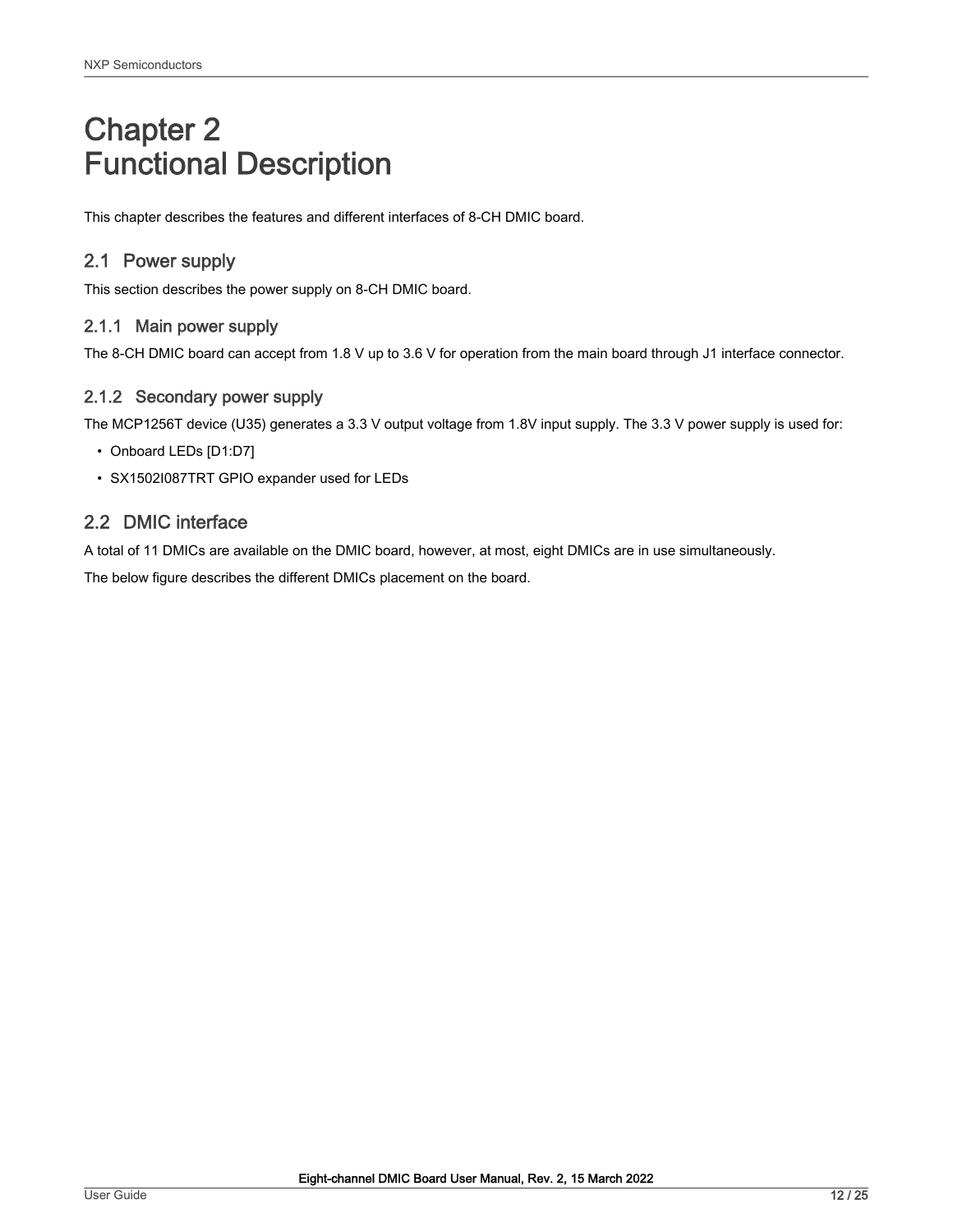# Chapter 2
# Functional Description

This chapter describes the features and different interfaces of 8-CH DMIC board.

## 2.1 Power supply

This section describes the power supply on 8-CH DMIC board.

### 2.1.1 Main power supply

The 8-CH DMIC board can accept from 1.8 V up to 3.6 V for operation from the main board through J1 interface connector.

### 2.1.2 Secondary power supply

The MCP1256T device (U35) generates a 3.3 V output voltage from 1.8V input supply. The 3.3 V power supply is used for:

- Onboard LEDs [D1:D7]
- SX1502I087TRT GPIO expander used for LEDs

## 2.2 DMIC interface

A total of 11 DMICs are available on the DMIC board, however, at most, eight DMICs are in use simultaneously.

The below figure describes the different DMICs placement on the board.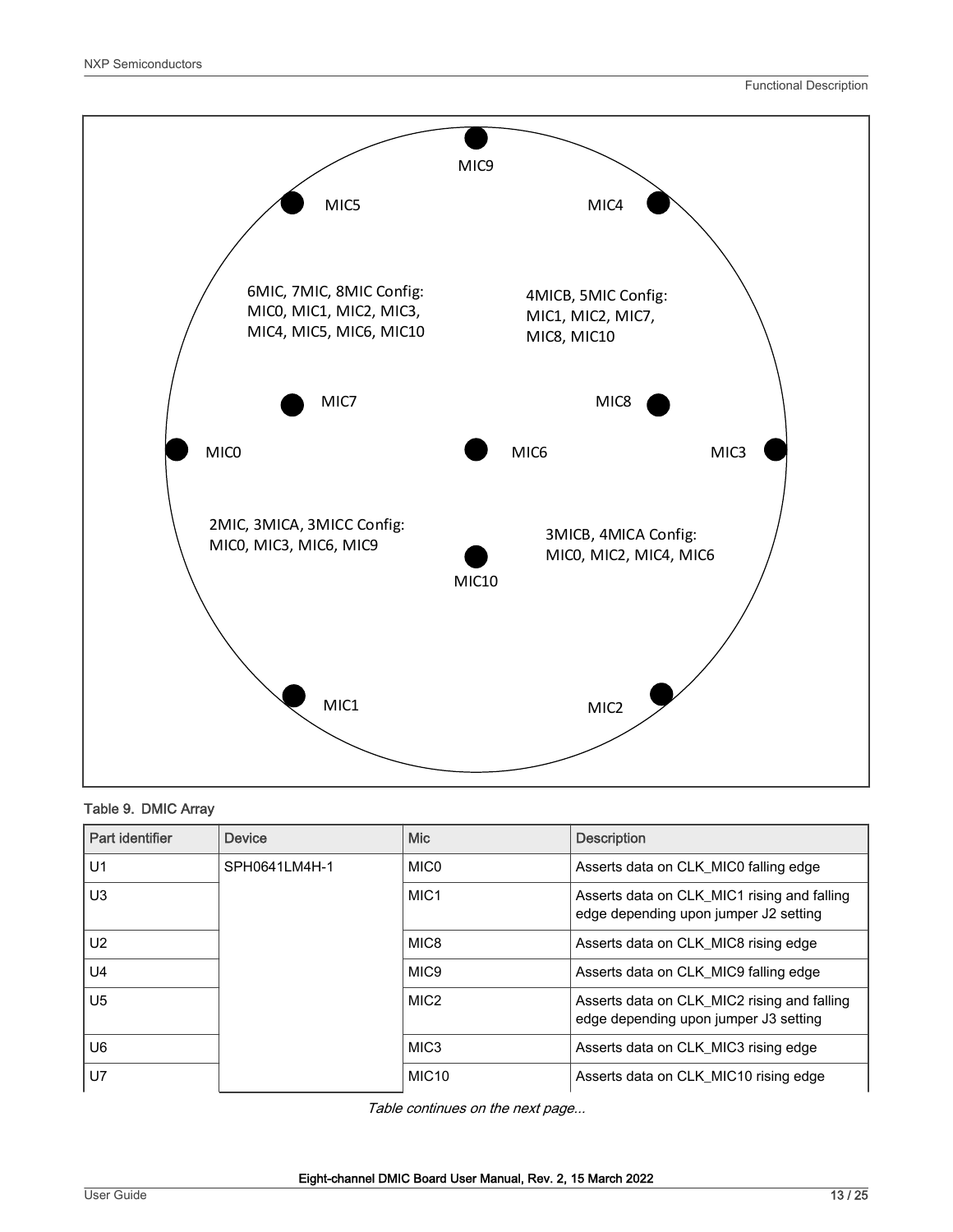6MIC, 7MIC, 8MIC Config:
MIC0, MIC1, MIC2, MIC3, MIC4, MIC5, MIC6, MIC10

4MICB, 5MIC Config:
MIC1, MIC2, MIC7, MIC8, MIC10

2MIC, 3MICA, 3MICC Config:
MIC0, MIC3, MIC6, MIC9

3MICB, 4MICA Config:
MIC0, MIC2, MIC4, MIC6

MIC9, MIC5, MIC4, MIC7, MIC8, MIC0, MIC6, MIC3, MIC10, MIC1, MIC2

Table 9. DMIC Array

| Part identifier | Device | Mic | Description |
| --- | --- | --- | --- |
| U1 | SPH0641LM4H-1 | MIC0 | Asserts data on CLK_MIC0 falling edge |
| U3 | | MIC1 | Asserts data on CLK_MIC1 rising and falling edge depending upon jumper J2 setting |
| U2 | | MIC8 | Asserts data on CLK_MIC8 rising edge |
| U4 | | MIC9 | Asserts data on CLK_MIC9 falling edge |
| U5 | | MIC2 | Asserts data on CLK_MIC2 rising and falling edge depending upon jumper J3 setting |
| U6 | | MIC3 | Asserts data on CLK_MIC3 rising edge |
| U7 | | MIC10 | Asserts data on CLK_MIC10 rising edge |

*Table continues on the next page...*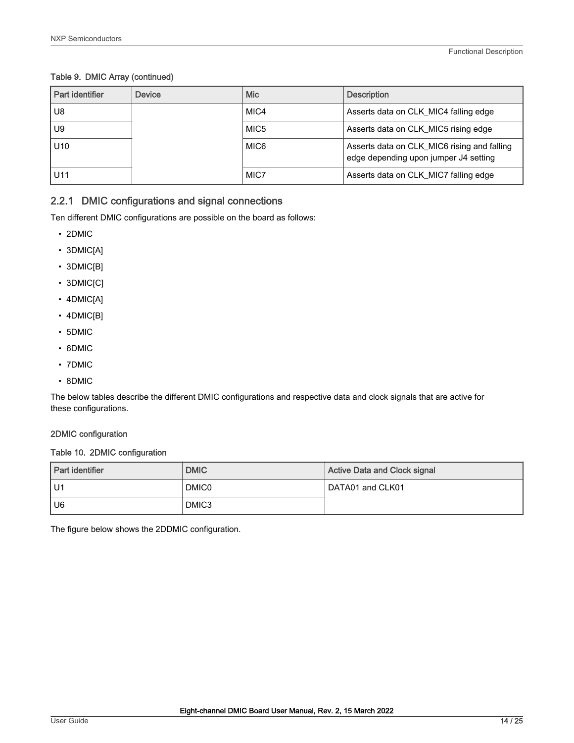Table 9. DMIC Array (continued)

| Part identifier | Device | Mic | Description |
| --- | --- | --- | --- |
| U8 | | MIC4 | Asserts data on CLK_MIC4 falling edge |
| U9 | | MIC5 | Asserts data on CLK_MIC5 rising edge |
| U10 | | MIC6 | Asserts data on CLK_MIC6 rising and falling edge depending upon jumper J4 setting |
| U11 | | MIC7 | Asserts data on CLK_MIC7 falling edge |

### 2.2.1 DMIC configurations and signal connections

Ten different DMIC configurations are possible on the board as follows:

- 2DMIC
- 3DMIC[A]
- 3DMIC[B]
- 3DMIC[C]
- 4DMIC[A]
- 4DMIC[B]
- 5DMIC
- 6DMIC
- 7DMIC
- 8DMIC

The below tables describe the different DMIC configurations and respective data and clock signals that are active for these configurations.

#### 2DMIC configuration

Table 10. 2DMIC configuration

| Part identifier | DMIC | Active Data and Clock signal |
| --- | --- | --- |
| U1 | DMIC0 | DATA01 and CLK01 |
| U6 | DMIC3 | |

The figure below shows the 2DDMIC configuration.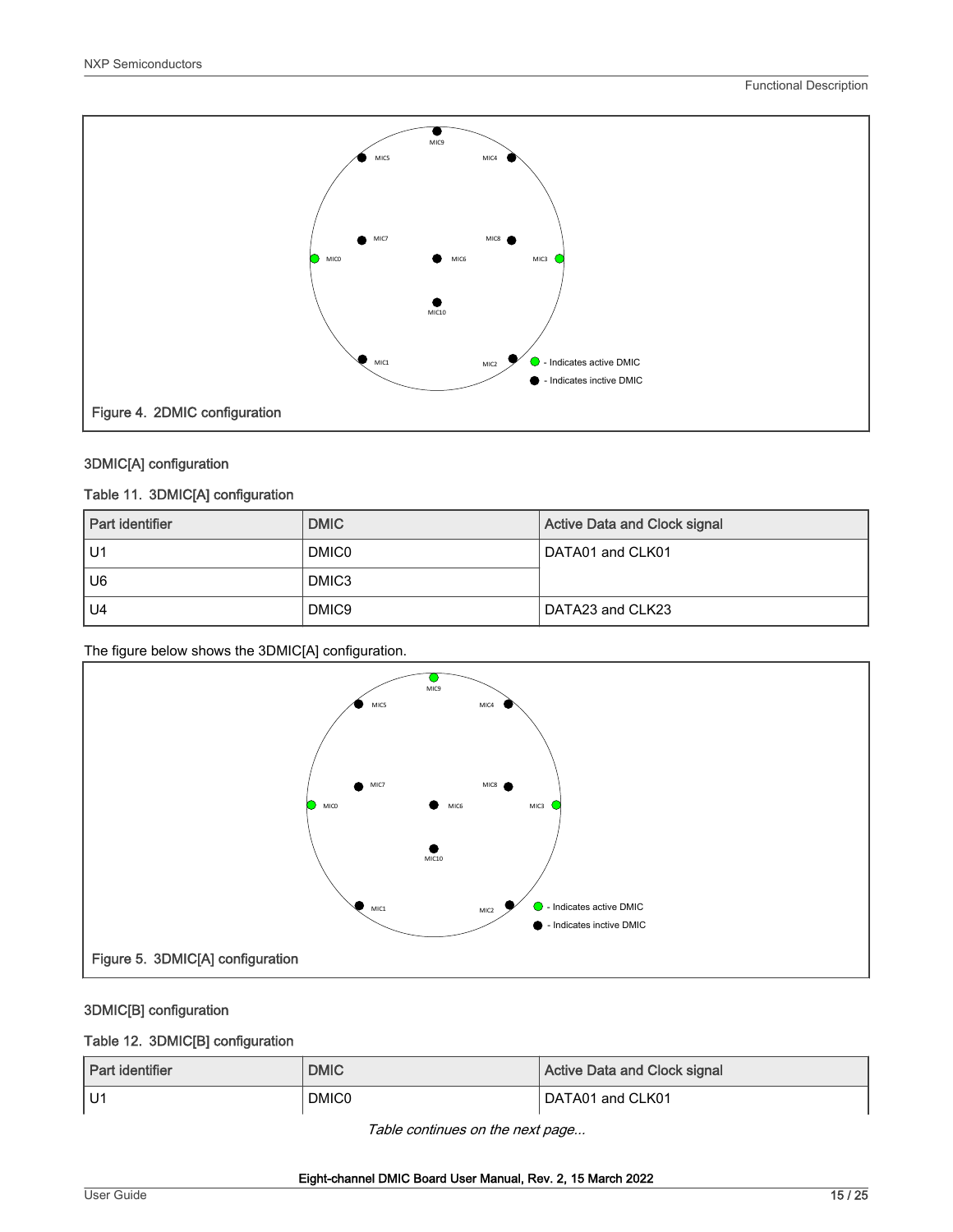Figure 4. 2DMIC configuration

### 3DMIC[A] configuration

Table 11. 3DMIC[A] configuration

| Part identifier | DMIC | Active Data and Clock signal |
|---|---|---|
| U1 | DMIC0 | DATA01 and CLK01 |
| U6 | DMIC3 | |
| U4 | DMIC9 | DATA23 and CLK23 |

The figure below shows the 3DMIC[A] configuration.

Figure 5. 3DMIC[A] configuration

### 3DMIC[B] configuration

Table 12. 3DMIC[B] configuration

| Part identifier | DMIC | Active Data and Clock signal |
|---|---|---|
| U1 | DMIC0 | DATA01 and CLK01 |

*Table continues on the next page...*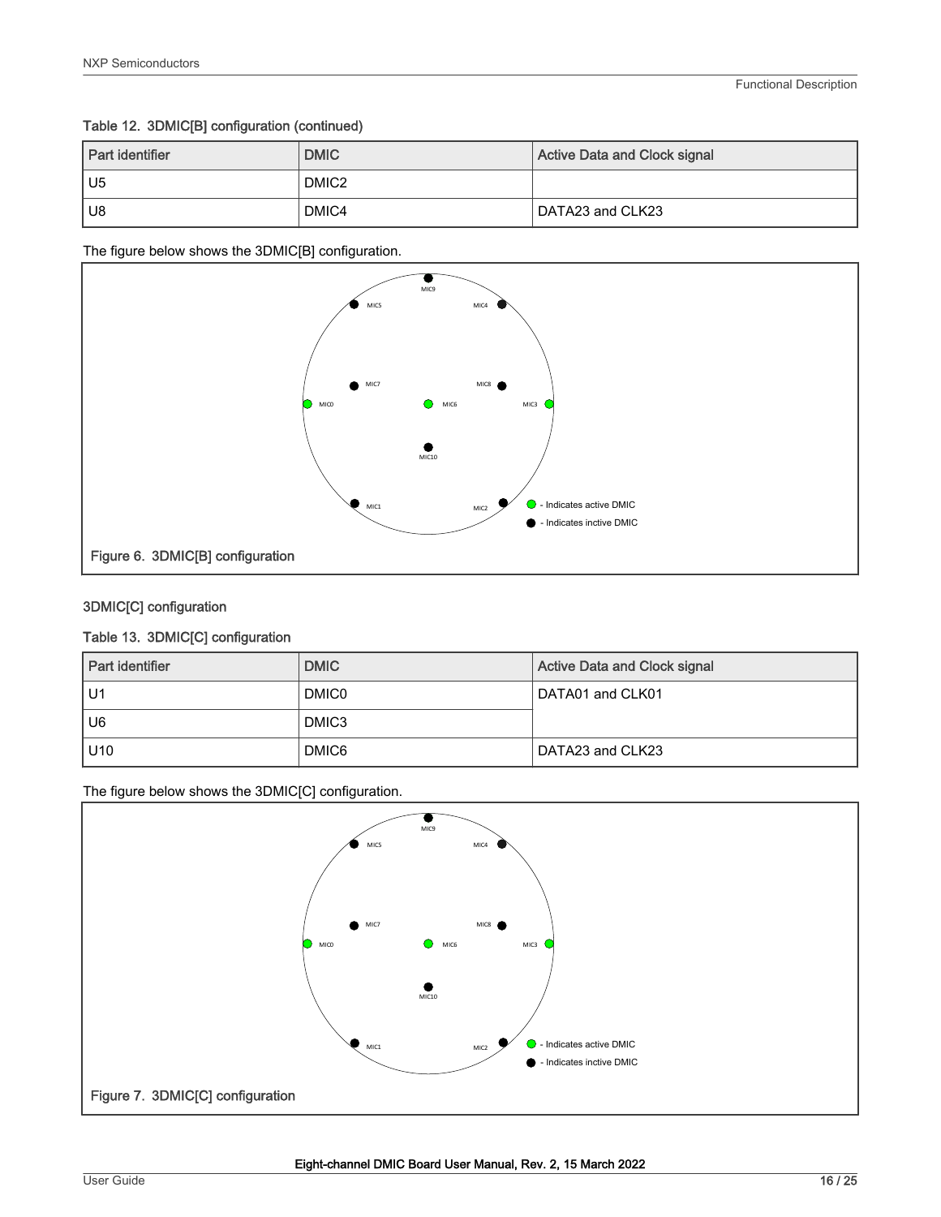Table 12. 3DMIC[B] configuration (continued)

| Part identifier | DMIC | Active Data and Clock signal |
|---|---|---|
| U5 | DMIC2 | |
| U8 | DMIC4 | DATA23 and CLK23 |

The figure below shows the 3DMIC[B] configuration.

Figure 6. 3DMIC[B] configuration

### 3DMIC[C] configuration

Table 13. 3DMIC[C] configuration

| Part identifier | DMIC | Active Data and Clock signal |
|---|---|---|
| U1 | DMIC0 | DATA01 and CLK01 |
| U6 | DMIC3 | |
| U10 | DMIC6 | DATA23 and CLK23 |

The figure below shows the 3DMIC[C] configuration.

Figure 7. 3DMIC[C] configuration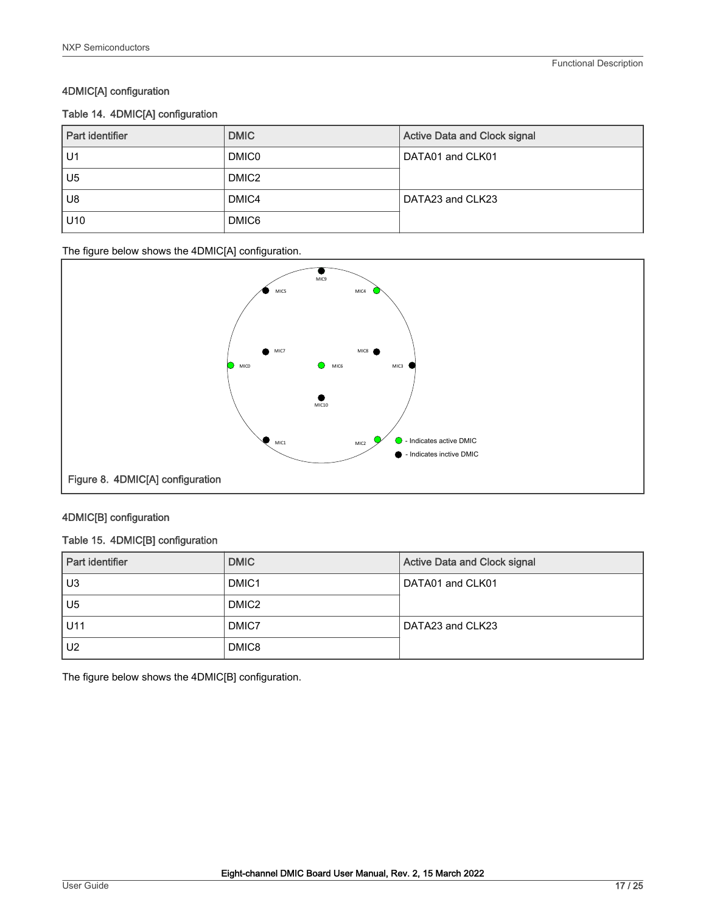#### 4DMIC[A] configuration

Table 14. 4DMIC[A] configuration

| Part identifier | DMIC | Active Data and Clock signal |
| --- | --- | --- |
| U1 | DMIC0 | DATA01 and CLK01 |
| U5 | DMIC2 | |
| U8 | DMIC4 | DATA23 and CLK23 |
| U10 | DMIC6 | |

The figure below shows the 4DMIC[A] configuration.

Figure 8. 4DMIC[A] configuration

#### 4DMIC[B] configuration

Table 15. 4DMIC[B] configuration

| Part identifier | DMIC | Active Data and Clock signal |
| --- | --- | --- |
| U3 | DMIC1 | DATA01 and CLK01 |
| U5 | DMIC2 | |
| U11 | DMIC7 | DATA23 and CLK23 |
| U2 | DMIC8 | |

The figure below shows the 4DMIC[B] configuration.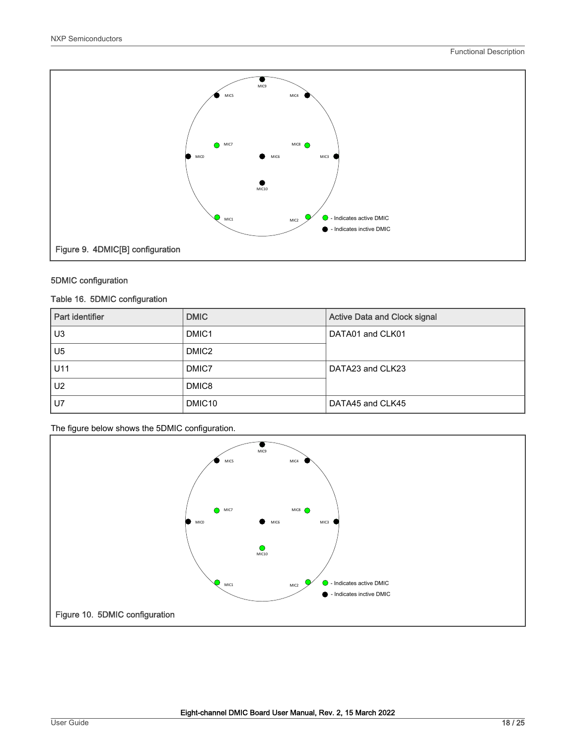Figure 9. 4DMIC[B] configuration

### 5DMIC configuration

Table 16. 5DMIC configuration

| Part identifier | DMIC | Active Data and Clock signal |
|---|---|---|
| U3 | DMIC1 | DATA01 and CLK01 |
| U5 | DMIC2 | |
| U11 | DMIC7 | DATA23 and CLK23 |
| U2 | DMIC8 | |
| U7 | DMIC10 | DATA45 and CLK45 |

The figure below shows the 5DMIC configuration.

Figure 10. 5DMIC configuration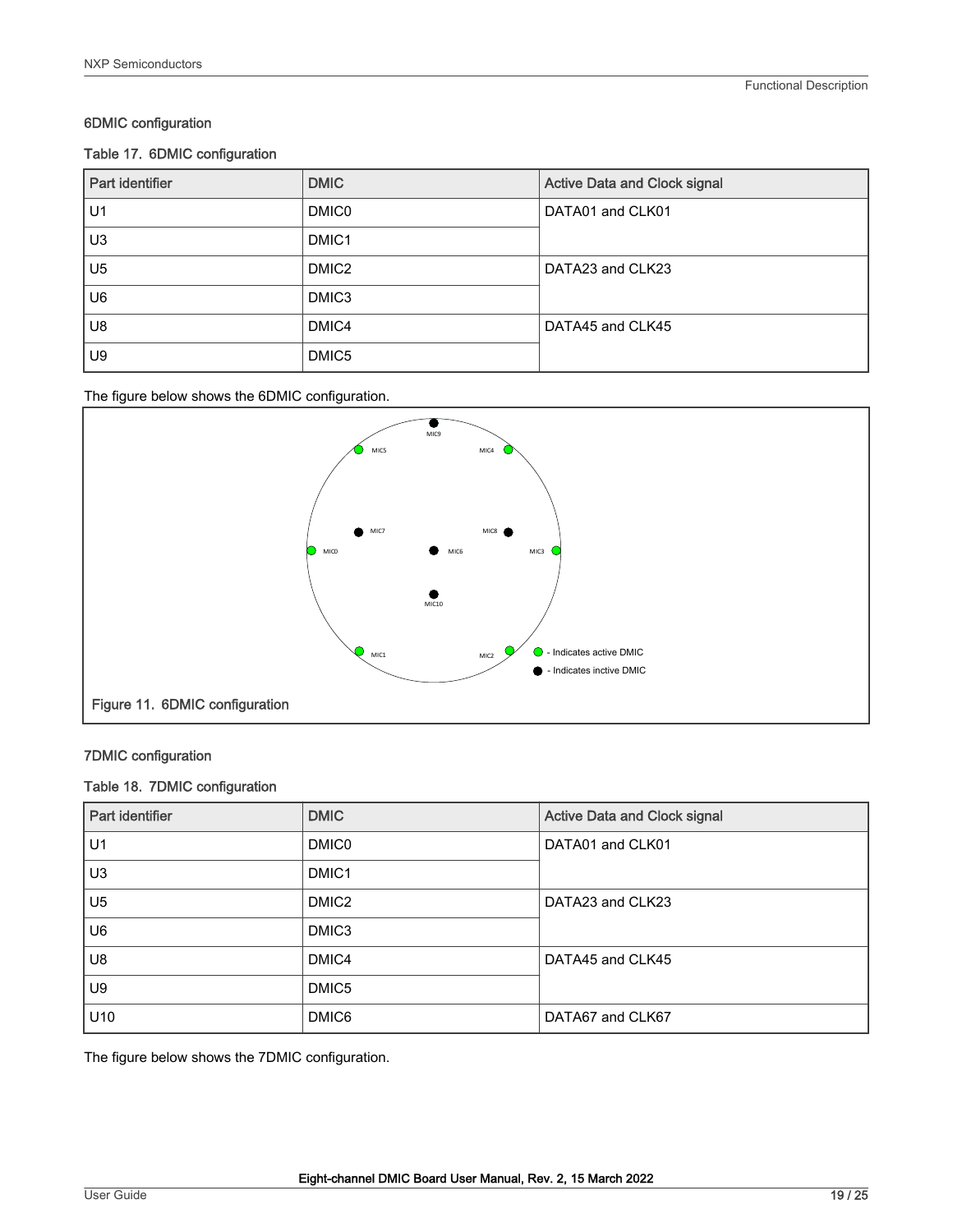### 6DMIC configuration

Table 17. 6DMIC configuration

| Part identifier | DMIC | Active Data and Clock signal |
| --- | --- | --- |
| U1 | DMIC0 | DATA01 and CLK01 |
| U3 | DMIC1 | |
| U5 | DMIC2 | DATA23 and CLK23 |
| U6 | DMIC3 | |
| U8 | DMIC4 | DATA45 and CLK45 |
| U9 | DMIC5 | |

The figure below shows the 6DMIC configuration.

Figure 11. 6DMIC configuration

### 7DMIC configuration

Table 18. 7DMIC configuration

| Part identifier | DMIC | Active Data and Clock signal |
| --- | --- | --- |
| U1 | DMIC0 | DATA01 and CLK01 |
| U3 | DMIC1 | |
| U5 | DMIC2 | DATA23 and CLK23 |
| U6 | DMIC3 | |
| U8 | DMIC4 | DATA45 and CLK45 |
| U9 | DMIC5 | |
| U10 | DMIC6 | DATA67 and CLK67 |

The figure below shows the 7DMIC configuration.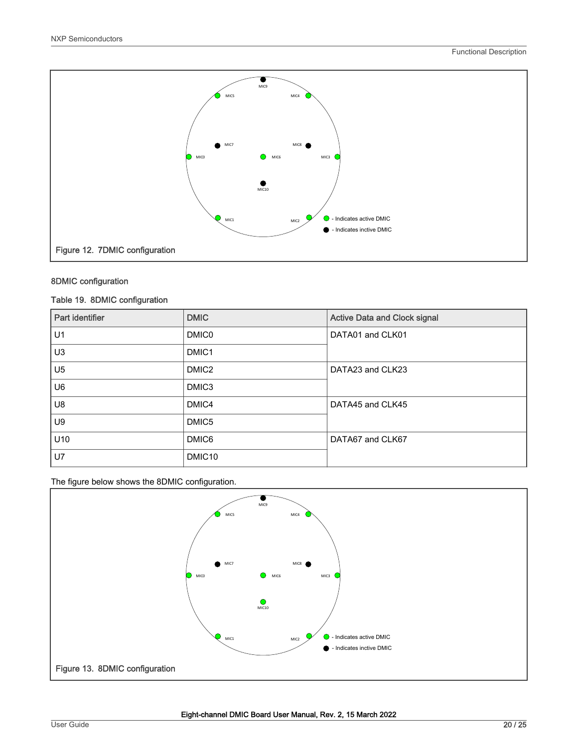Figure 12. 7DMIC configuration

### 8DMIC configuration

Table 19. 8DMIC configuration

| Part identifier | DMIC | Active Data and Clock signal |
|---|---|---|
| U1 | DMIC0 | DATA01 and CLK01 |
| U3 | DMIC1 | |
| U5 | DMIC2 | DATA23 and CLK23 |
| U6 | DMIC3 | |
| U8 | DMIC4 | DATA45 and CLK45 |
| U9 | DMIC5 | |
| U10 | DMIC6 | DATA67 and CLK67 |
| U7 | DMIC10 | |

The figure below shows the 8DMIC configuration.

Figure 13. 8DMIC configuration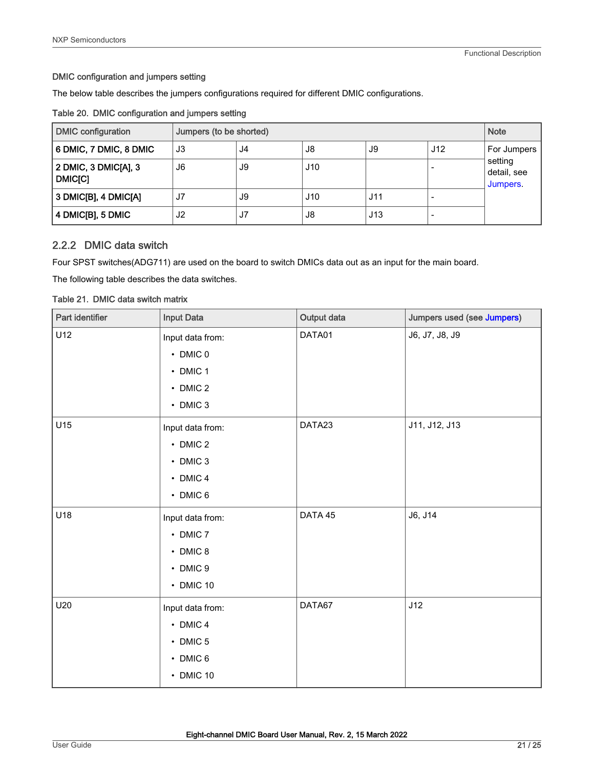**DMIC configuration and jumpers setting**

The below table describes the jumpers configurations required for different DMIC configurations.

Table 20. DMIC configuration and jumpers setting

| DMIC configuration | Jumpers (to be shorted) | | | | | Note |
|---|---|---|---|---|---|---|
| **6 DMIC, 7 DMIC, 8 DMIC** | J3 | J4 | J8 | J9 | J12 | For Jumpers setting detail, see Jumpers. |
| **2 DMIC, 3 DMIC[A], 3 DMIC[C]** | J6 | J9 | J10 | | - | |
| **3 DMIC[B], 4 DMIC[A]** | J7 | J9 | J10 | J11 | - | |
| **4 DMIC[B], 5 DMIC** | J2 | J7 | J8 | J13 | - | |

## 2.2.2 DMIC data switch

Four SPST switches(ADG711) are used on the board to switch DMICs data out as an input for the main board.

The following table describes the data switches.

Table 21. DMIC data switch matrix

| Part identifier | Input Data | Output data | Jumpers used (see Jumpers) |
|---|---|---|---|
| U12 | Input data from: <br>• DMIC 0 <br>• DMIC 1 <br>• DMIC 2 <br>• DMIC 3 | DATA01 | J6, J7, J8, J9 |
| U15 | Input data from: <br>• DMIC 2 <br>• DMIC 3 <br>• DMIC 4 <br>• DMIC 6 | DATA23 | J11, J12, J13 |
| U18 | Input data from: <br>• DMIC 7 <br>• DMIC 8 <br>• DMIC 9 <br>• DMIC 10 | DATA 45 | J6, J14 |
| U20 | Input data from: <br>• DMIC 4 <br>• DMIC 5 <br>• DMIC 6 <br>• DMIC 10 | DATA67 | J12 |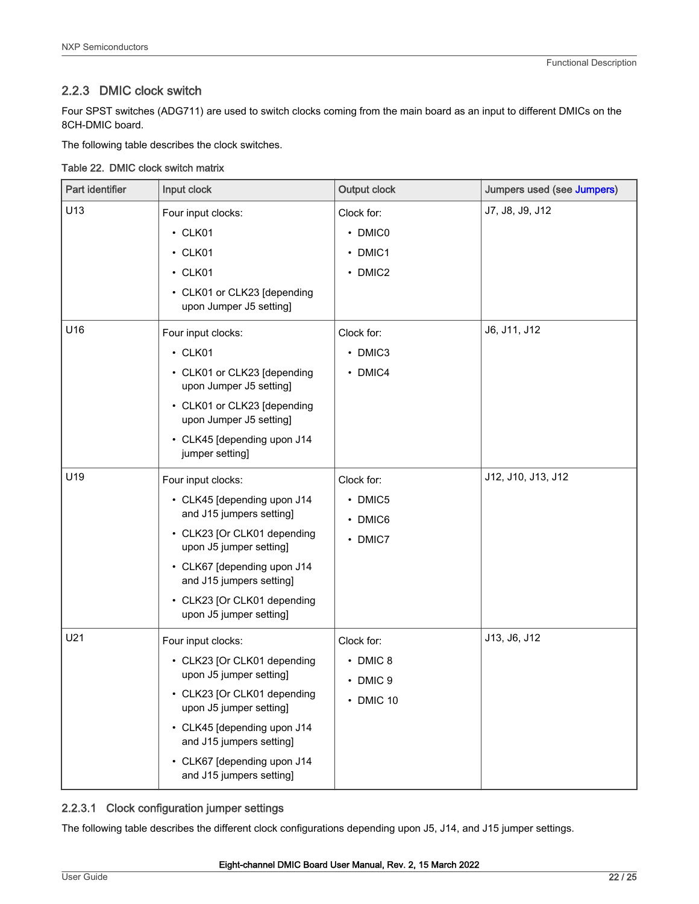### 2.2.3 DMIC clock switch

Four SPST switches (ADG711) are used to switch clocks coming from the main board as an input to different DMICs on the 8CH-DMIC board.

The following table describes the clock switches.

Table 22. DMIC clock switch matrix

| Part identifier | Input clock | Output clock | Jumpers used (see Jumpers) |
|---|---|---|---|
| U13 | Four input clocks:<br>• CLK01<br>• CLK01<br>• CLK01<br>• CLK01 or CLK23 [depending upon Jumper J5 setting] | Clock for:<br>• DMIC0<br>• DMIC1<br>• DMIC2 | J7, J8, J9, J12 |
| U16 | Four input clocks:<br>• CLK01<br>• CLK01 or CLK23 [depending upon Jumper J5 setting]<br>• CLK01 or CLK23 [depending upon Jumper J5 setting]<br>• CLK45 [depending upon J14 jumper setting] | Clock for:<br>• DMIC3<br>• DMIC4 | J6, J11, J12 |
| U19 | Four input clocks:<br>• CLK45 [depending upon J14 and J15 jumpers setting]<br>• CLK23 [Or CLK01 depending upon J5 jumper setting]<br>• CLK67 [depending upon J14 and J15 jumpers setting]<br>• CLK23 [Or CLK01 depending upon J5 jumper setting] | Clock for:<br>• DMIC5<br>• DMIC6<br>• DMIC7 | J12, J10, J13, J12 |
| U21 | Four input clocks:<br>• CLK23 [Or CLK01 depending upon J5 jumper setting]<br>• CLK23 [Or CLK01 depending upon J5 jumper setting]<br>• CLK45 [depending upon J14 and J15 jumpers setting]<br>• CLK67 [depending upon J14 and J15 jumpers setting] | Clock for:<br>• DMIC 8<br>• DMIC 9<br>• DMIC 10 | J13, J6, J12 |

#### 2.2.3.1 Clock configuration jumper settings

The following table describes the different clock configurations depending upon J5, J14, and J15 jumper settings.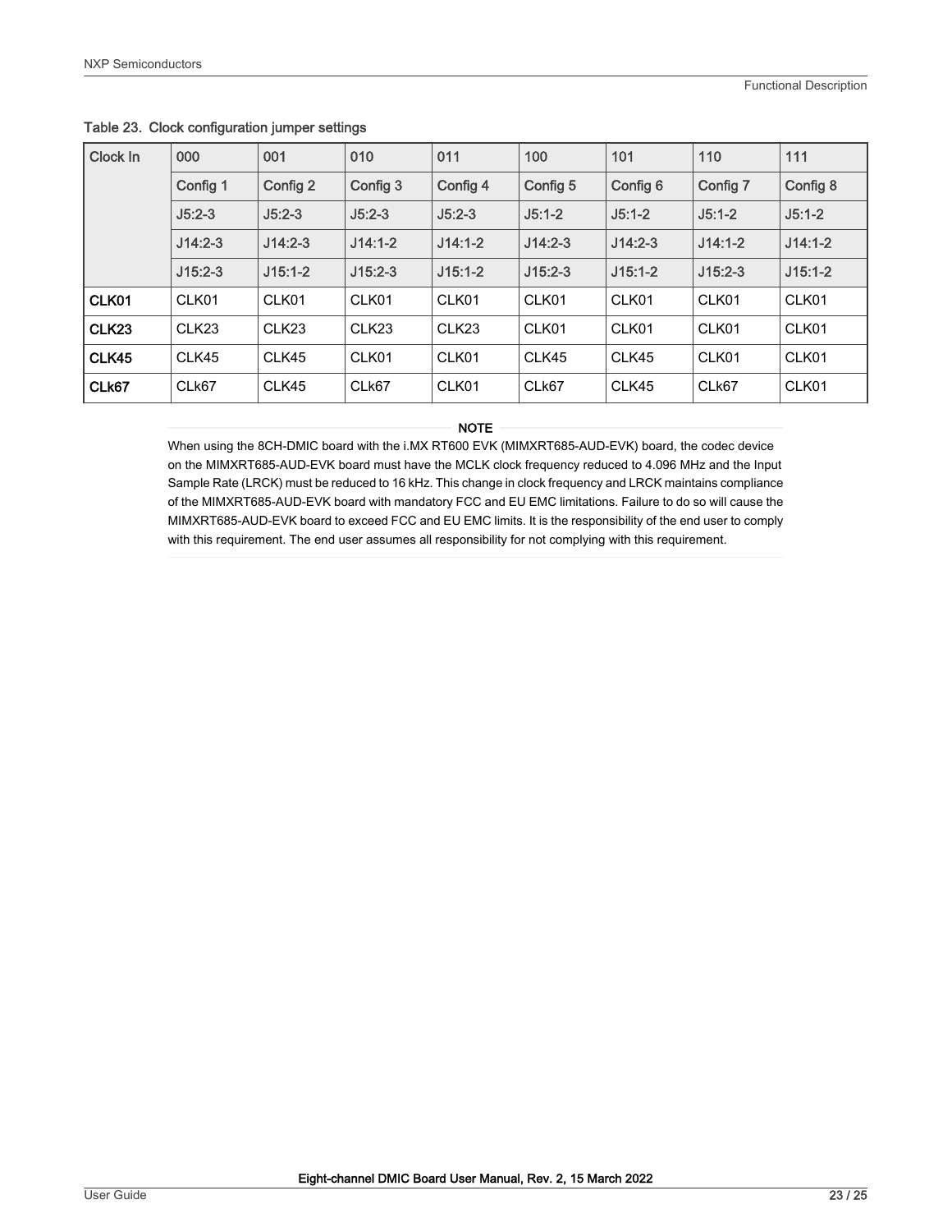Table 23. Clock configuration jumper settings

| Clock In | 000 | 001 | 010 | 011 | 100 | 101 | 110 | 111 |
|---|---|---|---|---|---|---|---|---|
| | Config 1 | Config 2 | Config 3 | Config 4 | Config 5 | Config 6 | Config 7 | Config 8 |
| | J5:2-3 | J5:2-3 | J5:2-3 | J5:2-3 | J5:1-2 | J5:1-2 | J5:1-2 | J5:1-2 |
| | J14:2-3 | J14:2-3 | J14:1-2 | J14:1-2 | J14:2-3 | J14:2-3 | J14:1-2 | J14:1-2 |
| | J15:2-3 | J15:1-2 | J15:2-3 | J15:1-2 | J15:2-3 | J15:1-2 | J15:2-3 | J15:1-2 |
| **CLK01** | CLK01 | CLK01 | CLK01 | CLK01 | CLK01 | CLK01 | CLK01 | CLK01 |
| **CLK23** | CLK23 | CLK23 | CLK23 | CLK23 | CLK01 | CLK01 | CLK01 | CLK01 |
| **CLK45** | CLK45 | CLK45 | CLK01 | CLK01 | CLK45 | CLK45 | CLK01 | CLK01 |
| **CLk67** | CLk67 | CLK45 | CLk67 | CLK01 | CLk67 | CLK45 | CLk67 | CLK01 |

**NOTE**

When using the 8CH-DMIC board with the i.MX RT600 EVK (MIMXRT685-AUD-EVK) board, the codec device on the MIMXRT685-AUD-EVK board must have the MCLK clock frequency reduced to 4.096 MHz and the Input Sample Rate (LRCK) must be reduced to 16 kHz. This change in clock frequency and LRCK maintains compliance of the MIMXRT685-AUD-EVK board with mandatory FCC and EU EMC limitations. Failure to do so will cause the MIMXRT685-AUD-EVK board to exceed FCC and EU EMC limits. It is the responsibility of the end user to comply with this requirement. The end user assumes all responsibility for not complying with this requirement.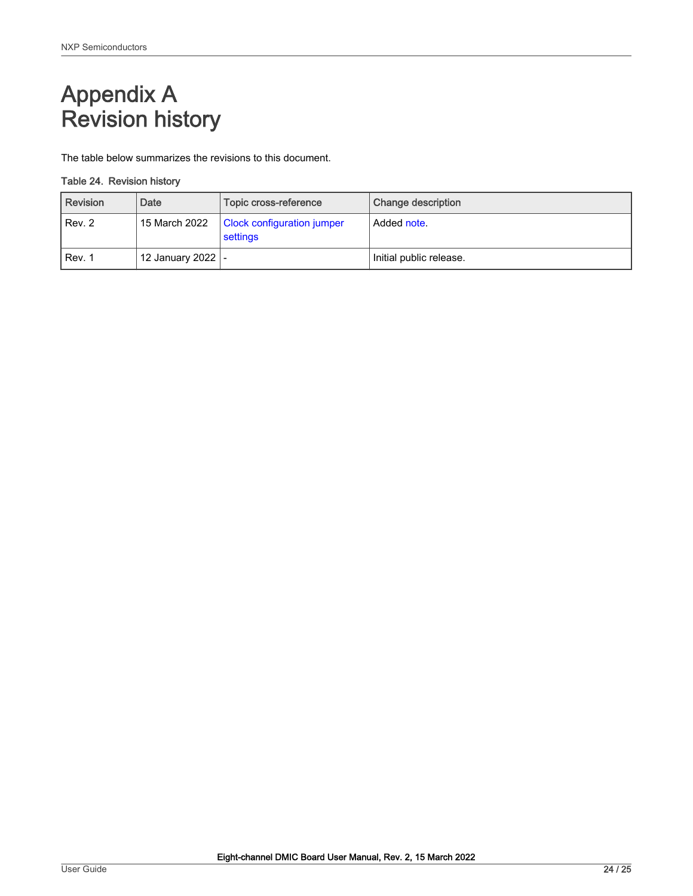# Appendix A Revision history

The table below summarizes the revisions to this document.

Table 24. Revision history

| Revision | Date | Topic cross-reference | Change description |
|---|---|---|---|
| Rev. 2 | 15 March 2022 | Clock configuration jumper settings | Added note. |
| Rev. 1 | 12 January 2022 | - | Initial public release. |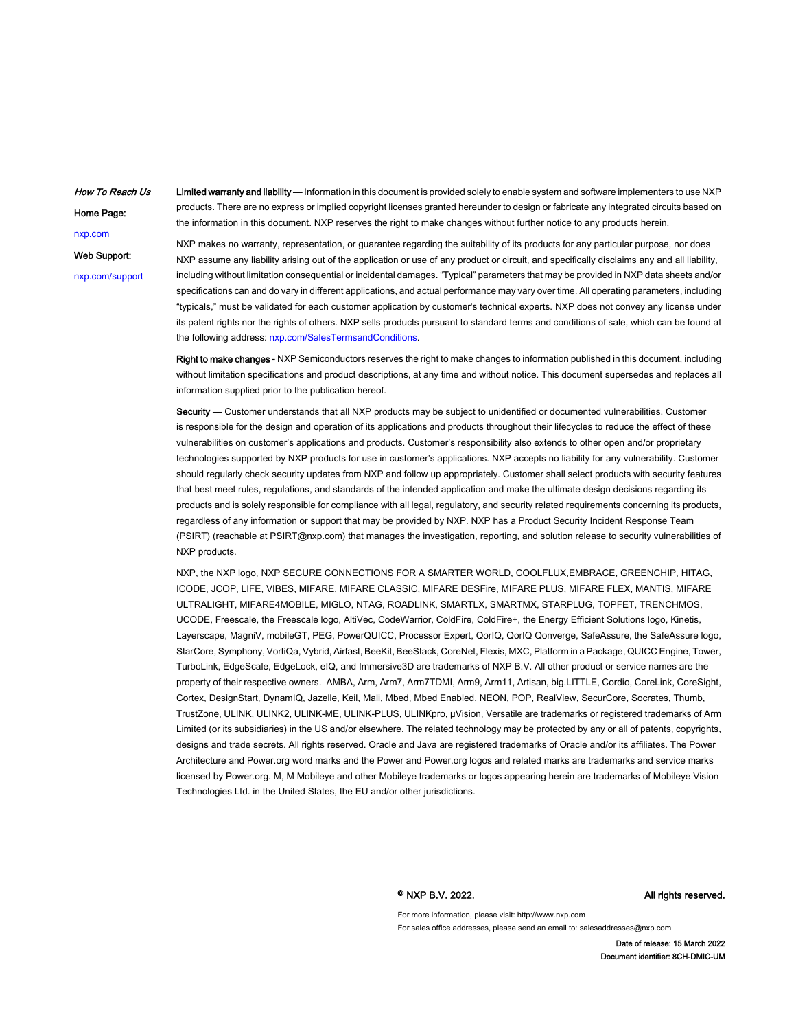*How To Reach Us*

**Home Page:**

nxp.com

**Web Support:**

nxp.com/support

**Limited warranty and liability** — Information in this document is provided solely to enable system and software implementers to use NXP products. There are no express or implied copyright licenses granted hereunder to design or fabricate any integrated circuits based on the information in this document. NXP reserves the right to make changes without further notice to any products herein.

NXP makes no warranty, representation, or guarantee regarding the suitability of its products for any particular purpose, nor does NXP assume any liability arising out of the application or use of any product or circuit, and specifically disclaims any and all liability, including without limitation consequential or incidental damages. “Typical” parameters that may be provided in NXP data sheets and/or specifications can and do vary in different applications, and actual performance may vary over time. All operating parameters, including “typicals,” must be validated for each customer application by customer's technical experts. NXP does not convey any license under its patent rights nor the rights of others. NXP sells products pursuant to standard terms and conditions of sale, which can be found at the following address: nxp.com/SalesTermsandConditions.

**Right to make changes** - NXP Semiconductors reserves the right to make changes to information published in this document, including without limitation specifications and product descriptions, at any time and without notice. This document supersedes and replaces all information supplied prior to the publication hereof.

**Security** — Customer understands that all NXP products may be subject to unidentified or documented vulnerabilities. Customer is responsible for the design and operation of its applications and products throughout their lifecycles to reduce the effect of these vulnerabilities on customer’s applications and products. Customer’s responsibility also extends to other open and/or proprietary technologies supported by NXP products for use in customer’s applications. NXP accepts no liability for any vulnerability. Customer should regularly check security updates from NXP and follow up appropriately. Customer shall select products with security features that best meet rules, regulations, and standards of the intended application and make the ultimate design decisions regarding its products and is solely responsible for compliance with all legal, regulatory, and security related requirements concerning its products, regardless of any information or support that may be provided by NXP. NXP has a Product Security Incident Response Team (PSIRT) (reachable at PSIRT@nxp.com) that manages the investigation, reporting, and solution release to security vulnerabilities of NXP products.

NXP, the NXP logo, NXP SECURE CONNECTIONS FOR A SMARTER WORLD, COOLFLUX,EMBRACE, GREENCHIP, HITAG, ICODE, JCOP, LIFE, VIBES, MIFARE, MIFARE CLASSIC, MIFARE DESFire, MIFARE PLUS, MIFARE FLEX, MANTIS, MIFARE ULTRALIGHT, MIFARE4MOBILE, MIGLO, NTAG, ROADLINK, SMARTLX, SMARTMX, STARPLUG, TOPFET, TRENCHMOS, UCODE, Freescale, the Freescale logo, AltiVec, CodeWarrior, ColdFire, ColdFire+, the Energy Efficient Solutions logo, Kinetis, Layerscape, MagniV, mobileGT, PEG, PowerQUICC, Processor Expert, QorIQ, QorIQ Qonverge, SafeAssure, the SafeAssure logo, StarCore, Symphony, VortiQa, Vybrid, Airfast, BeeKit, BeeStack, CoreNet, Flexis, MXC, Platform in a Package, QUICC Engine, Tower, TurboLink, EdgeScale, EdgeLock, eIQ, and Immersive3D are trademarks of NXP B.V. All other product or service names are the property of their respective owners. AMBA, Arm, Arm7, Arm7TDMI, Arm9, Arm11, Artisan, big.LITTLE, Cordio, CoreLink, CoreSight, Cortex, DesignStart, DynamIQ, Jazelle, Keil, Mali, Mbed, Mbed Enabled, NEON, POP, RealView, SecurCore, Socrates, Thumb, TrustZone, ULINK, ULINK2, ULINK-ME, ULINK-PLUS, ULINKpro, μVision, Versatile are trademarks or registered trademarks of Arm Limited (or its subsidiaries) in the US and/or elsewhere. The related technology may be protected by any or all of patents, copyrights, designs and trade secrets. All rights reserved. Oracle and Java are registered trademarks of Oracle and/or its affiliates. The Power Architecture and Power.org word marks and the Power and Power.org logos and related marks are trademarks and service marks licensed by Power.org. M, M Mobileye and other Mobileye trademarks or logos appearing herein are trademarks of Mobileye Vision Technologies Ltd. in the United States, the EU and/or other jurisdictions.

© NXP B.V. 2022. All rights reserved.

For more information, please visit: http://www.nxp.com

For sales office addresses, please send an email to: salesaddresses@nxp.com

**Date of release: 15 March 2022**

**Document identifier: 8CH-DMIC-UM**